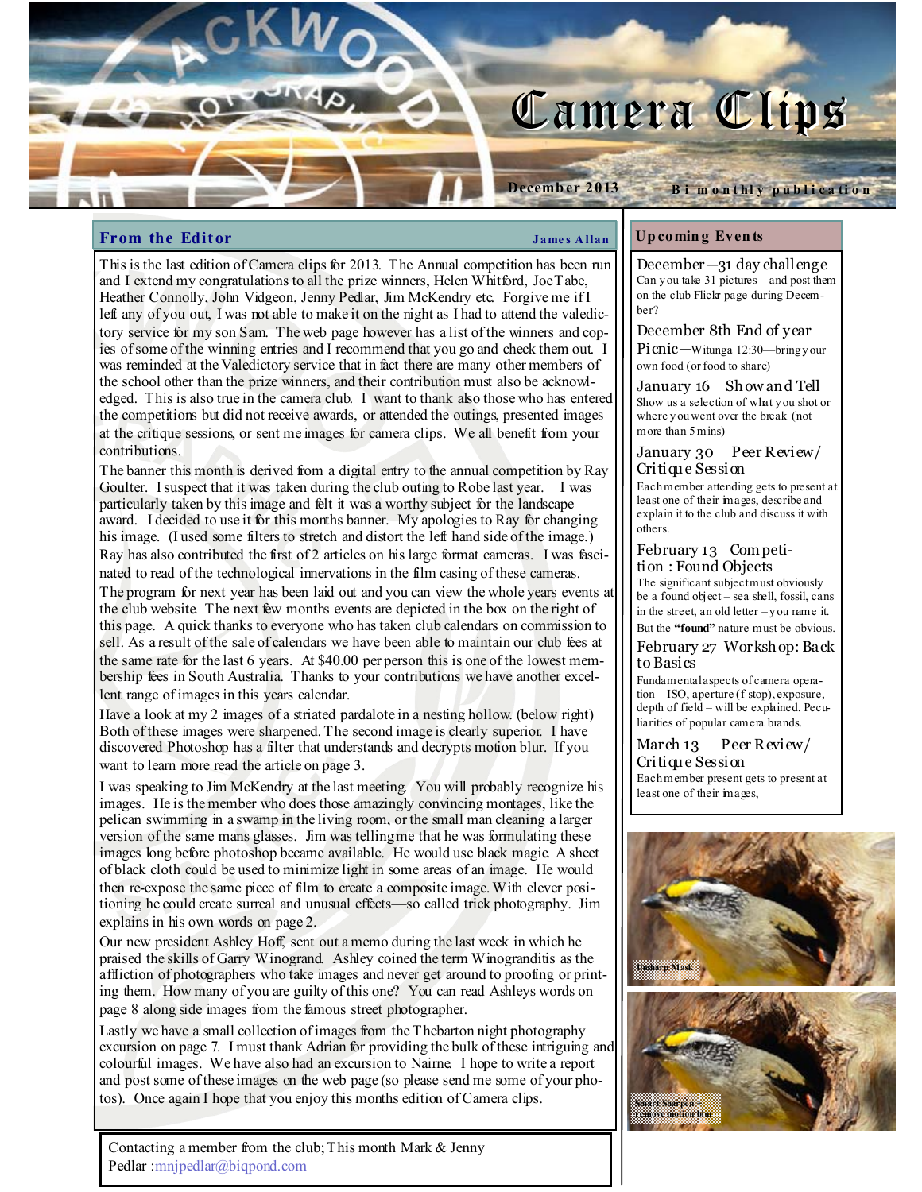# Camera Clips

December 2013 — Bi monthly publication

## From the Editor

**James Allan**

This is the last edition of Camera clips for 2013. The Annual competition has been run and I extend my congratulations to all the prize winners, Helen Whitford, Joe Tabe, Heather Connolly, John Vidgeon, Jenny Pedlar, Jim McKendry etc. Forgive me if I left any of you out, I was not able to make it on the night as I had to attend the valedictory service for my son Sam. The web page however has a list of the winners and copies of some of the winning entries and I recommend that you go and check them out. I was reminded at the Valedictory service that in fact there are many other members of the school other than the prize winners, and their contribution must also be acknowledged. This is also true in the camera club. I want to thank also those who has entered the competitions but did not receive awards, or attended the outings, presented images at the critique sessions, or sent me images for camera clips. We all benefit from your contributions.

The banner this month is derived from a digital entry to the annual competition by Ray Goulter. I suspect that it was taken during the club outing to Robe last year. I was particularly taken by this image and felt it was a worthy subject for the landscape award. I decided to use it for this months banner. My apologies to Ray for changing his image. (I used some filters to stretch and distort the left hand side of the image.) Ray has also contributed the first of 2 articles on his large format cameras. I was fascinated to read of the technological innervations in the film casing of these cameras.

The program for next year has been laid out and you can view the whole years events at the club website. The next few months events are depicted in the box on the right of this page. A quick thanks to everyone who has taken club calendars on commission to sell. As a result of the sale of calendars we have been able to maintain our club fees at the same rate for the last 6 years. At $40.00 per person this is one of the lowest membership fees in South Australia. Thanks to your contributions we have another excellent range of images in this years calendar.

Have a look at my 2 images of a striated pardalote in a nesting hollow. (below right) Both of these images were sharpened. The second image is clearly superior. I have discovered Photoshop has a filter that understands and decrypts motion blur. If you want to learn more read the article on page 3.

I was speaking to Jim McKendry at the last meeting. You will probably recognize his images. He is the member who does those amazingly convincing montages, like the pelican swimming in a swamp in the living room, or the small man cleaning a larger version of the same mans glasses. Jim was telling me that he was formulating these images long before photoshop became available. He would use black magic. A sheet of black cloth could be used to minimize light in some areas of an image. He would then re-expose the same piece of film to create a composite image. With clever positioning he could create surreal and unusual effects—so called trick photography. Jim explains in his own words on page 2.

Our new president Ashley Hoff, sent out a memo during the last week in which he praised the skills of Garry Winogrand. Ashley coined the term Winogranditis as the affliction of photographers who take images and never get around to proofing or printing them. How many of you are guilty of this one? You can read Ashleys words on page 8 along side images from the famous street photographer.

Lastly we have a small collection of images from the Thebarton night photography excursion on page 7. I must thank Adrian for providing the bulk of these intriguing and colourful images. We have also had an excursion to Nairne. I hope to write a report and post some of these images on the web page (so please send me some of your photos). Once again I hope that you enjoy this months edition of Camera clips.

Contacting a member from the club; This month Mark & Jenny Pedlar :mnjpedlar@biqpond.com

## Upcoming Events

**December—31 day challenge**
Can you take 31 pictures—and post them on the club Flickr page during December?

**December 8th End of year Picnic**—Witunga 12:30—bring your own food (or food to share)

**January 16 Show and Tell**
Show us a selection of what you shot or where you went over the break (not more than 5 mins)

**January 30 Peer Review/ Critique Session**
Each member attending gets to present at least one of their images, describe and explain it to the club and discuss it with others.

**February 13 Competition : Found Objects**
The significant subject must obviously be a found object – sea shell, fossil, cans in the street, an old letter – you name it. But the **"found"** nature must be obvious.

**February 27 Workshop: Back to Basics**
Fundamental aspects of camera operation – ISO, aperture (f stop), exposure, depth of field – will be explained. Peculiarities of popular camera brands.

**March 13 Peer Review/ Critique Session**
Each member present gets to present at least one of their images,

Unsharp Mask

Smart Sharpen - remove motion blur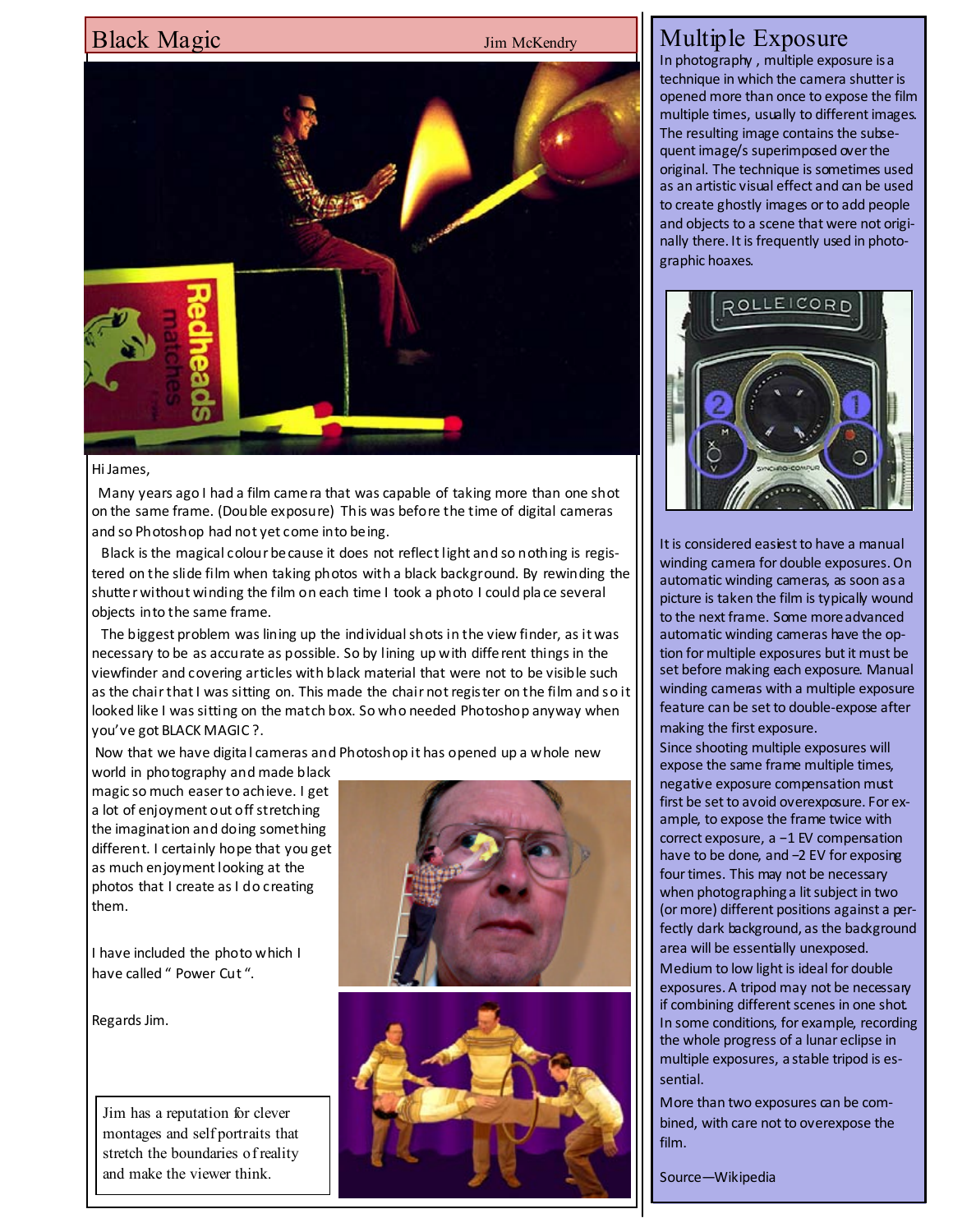# Black Magic

Jim McKendry

Hi James,

Many years ago I had a film camera that was capable of taking more than one shot on the same frame. (Double exposure) This was before the time of digital cameras and so Photoshop had not yet come into being.

Black is the magical colour because it does not reflect light and so nothing is registered on the slide film when taking photos with a black background. By rewinding the shutter without winding the film on each time I took a photo I could place several objects into the same frame.

The biggest problem was lining up the individual shots in the view finder, as it was necessary to be as accurate as possible. So by lining up with different things in the viewfinder and covering articles with black material that were not to be visible such as the chair that I was sitting on. This made the chair not register on the film and so it looked like I was sitting on the match box. So who needed Photoshop anyway when you've got BLACK MAGIC ?.

Now that we have digital cameras and Photoshop it has opened up a whole new world in photography and made black magic so much easer to achieve. I get a lot of enjoyment out off stretching the imagination and doing something different. I certainly hope that you get as much enjoyment looking at the photos that I create as I do creating them.

I have included the photo which I have called " Power Cut ".

Regards Jim.

Jim has a reputation for clever montages and self portraits that stretch the boundaries of reality and make the viewer think.

## Multiple Exposure

In photography , multiple exposure is a technique in which the camera shutter is opened more than once to expose the film multiple times, usually to different images. The resulting image contains the subsequent image/s superimposed over the original. The technique is sometimes used as an artistic visual effect and can be used to create ghostly images or to add people and objects to a scene that were not originally there. It is frequently used in photographic hoaxes.

It is considered easiest to have a manual winding camera for double exposures. On automatic winding cameras, as soon as a picture is taken the film is typically wound to the next frame. Some more advanced automatic winding cameras have the option for multiple exposures but it must be set before making each exposure. Manual winding cameras with a multiple exposure feature can be set to double-expose after making the first exposure.

Since shooting multiple exposures will expose the same frame multiple times, negative exposure compensation must first be set to avoid overexposure. For example, to expose the frame twice with correct exposure, a −1 EV compensation have to be done, and −2 EV for exposing four times. This may not be necessary when photographing a lit subject in two (or more) different positions against a perfectly dark background, as the background area will be essentially unexposed.

Medium to low light is ideal for double exposures. A tripod may not be necessary if combining different scenes in one shot. In some conditions, for example, recording the whole progress of a lunar eclipse in multiple exposures, a stable tripod is essential.

More than two exposures can be combined, with care not to overexpose the film.

Source—Wikipedia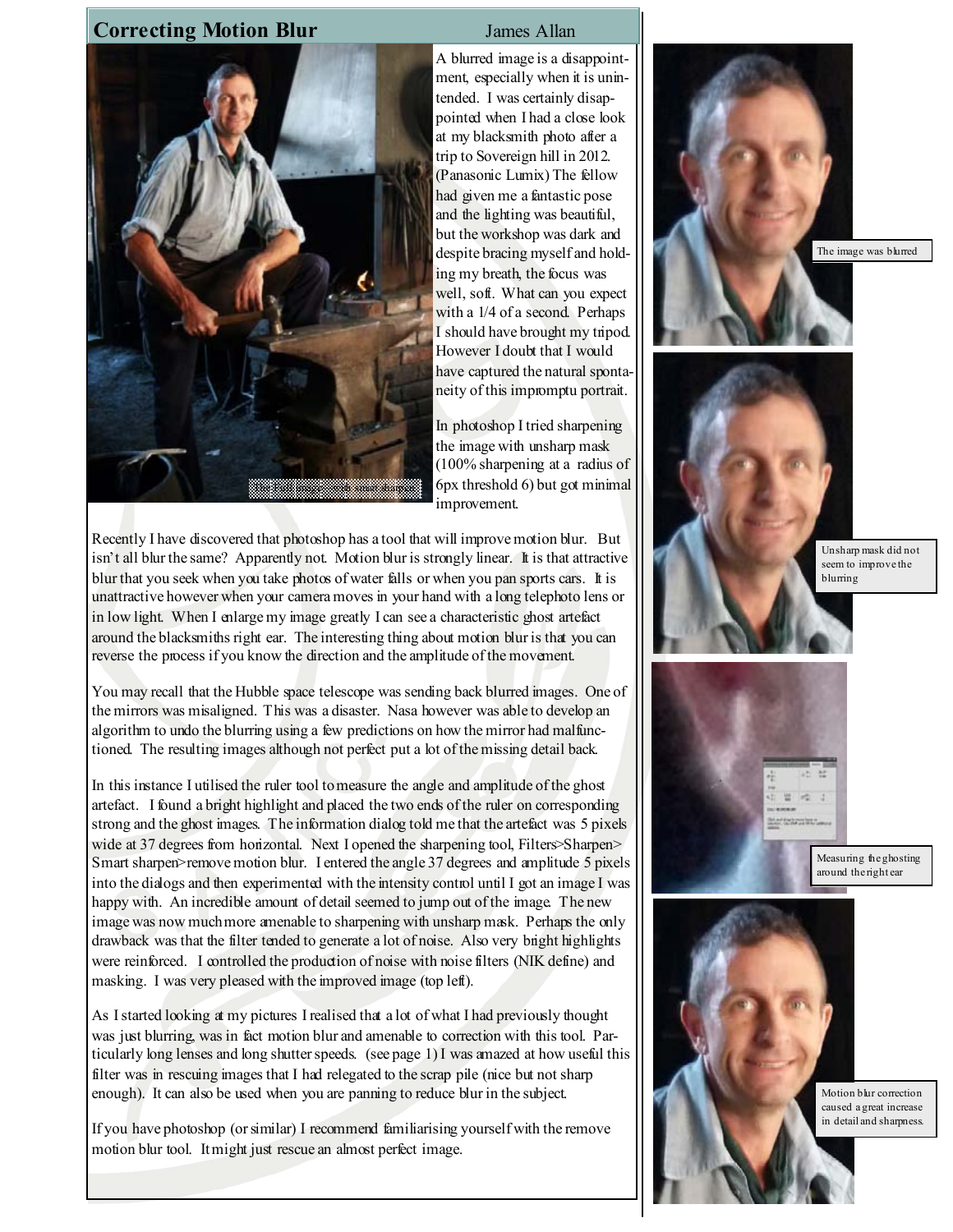## Correcting Motion Blur

James Allan

The full image with smart sharpen

A blurred image is a disappointment, especially when it is unintended. I was certainly disappointed when I had a close look at my blacksmith photo after a trip to Sovereign hill in 2012. (Panasonic Lumix) The fellow had given me a fantastic pose and the lighting was beautiful, but the workshop was dark and despite bracing myself and holding my breath, the focus was well, soft. What can you expect with a 1/4 of a second. Perhaps I should have brought my tripod. However I doubt that I would have captured the natural spontaneity of this impromptu portrait.

In photoshop I tried sharpening the image with unsharp mask (100% sharpening at a radius of 6px threshold 6) but got minimal improvement.

Recently I have discovered that photoshop has a tool that will improve motion blur. But isn't all blur the same? Apparently not. Motion blur is strongly linear. It is that attractive blur that you seek when you take photos of water falls or when you pan sports cars. It is unattractive however when your camera moves in your hand with a long telephoto lens or in low light. When I enlarge my image greatly I can see a characteristic ghost artefact around the blacksmiths right ear. The interesting thing about motion blur is that you can reverse the process if you know the direction and the amplitude of the movement.

You may recall that the Hubble space telescope was sending back blurred images. One of the mirrors was misaligned. This was a disaster. Nasa however was able to develop an algorithm to undo the blurring using a few predictions on how the mirror had malfunctioned. The resulting images although not perfect put a lot of the missing detail back.

In this instance I utilised the ruler tool to measure the angle and amplitude of the ghost artefact. I found a bright highlight and placed the two ends of the ruler on corresponding strong and the ghost images. The information dialog told me that the artefact was 5 pixels wide at 37 degrees from horizontal. Next I opened the sharpening tool, Filters>Sharpen> Smart sharpen>remove motion blur. I entered the angle 37 degrees and amplitude 5 pixels into the dialogs and then experimented with the intensity control until I got an image I was happy with. An incredible amount of detail seemed to jump out of the image. The new image was now much more amenable to sharpening with unsharp mask. Perhaps the only drawback was that the filter tended to generate a lot of noise. Also very bright highlights were reinforced. I controlled the production of noise with noise filters (NIK define) and masking. I was very pleased with the improved image (top left).

As I started looking at my pictures I realised that a lot of what I had previously thought was just blurring, was in fact motion blur and amenable to correction with this tool. Particularly long lenses and long shutter speeds. (see page 1) I was amazed at how useful this filter was in rescuing images that I had relegated to the scrap pile (nice but not sharp enough). It can also be used when you are panning to reduce blur in the subject.

If you have photoshop (or similar) I recommend familiarising yourself with the remove motion blur tool. It might just rescue an almost perfect image.

The image was blurred

Unsharp mask did not seem to improve the blurring

Measuring the ghosting around the right ear

Motion blur correction caused a great increase in detail and sharpness.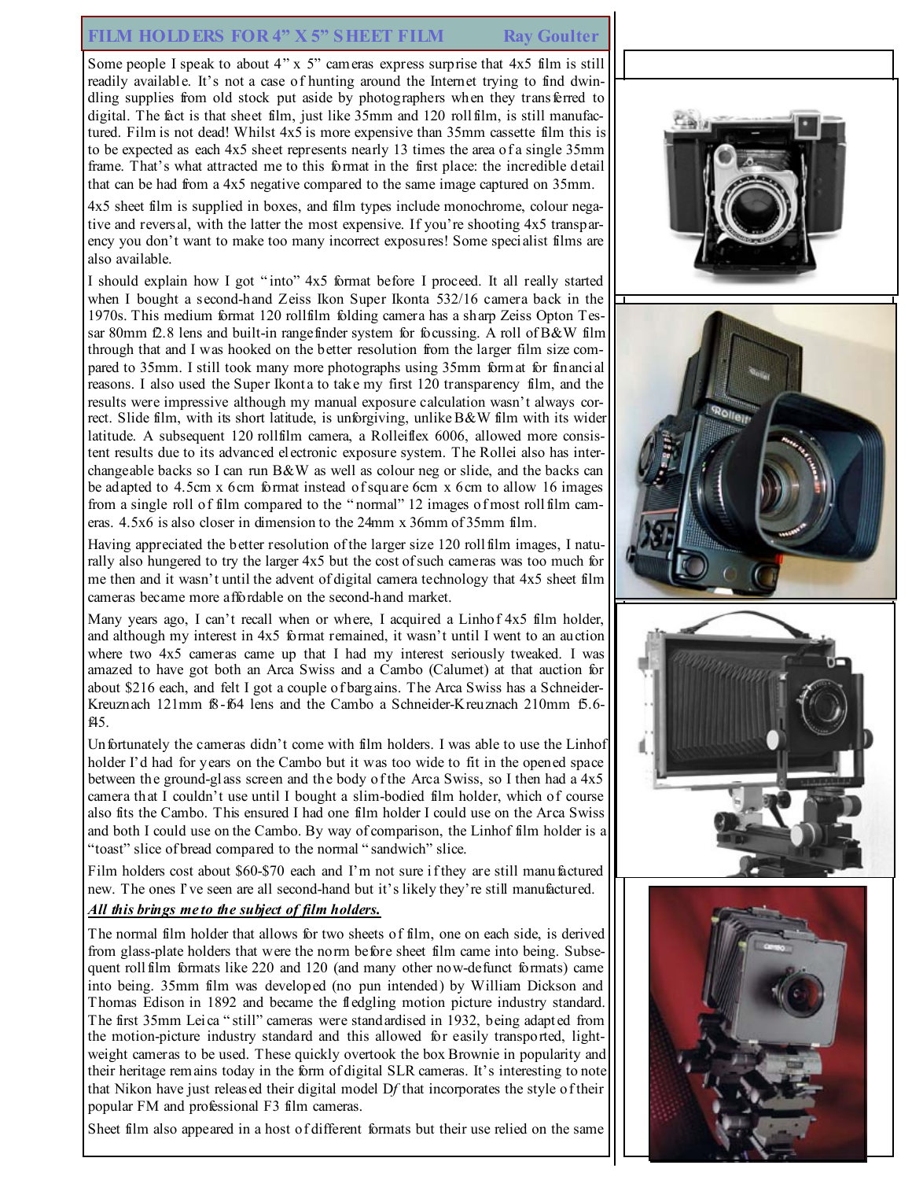## FILM HOLDERS FOR 4" X 5" SHEET FILM — Ray Goulter

Some people I speak to about 4" x 5" cameras express surprise that 4x5 film is still readily available. It's not a case of hunting around the Internet trying to find dwindling supplies from old stock put aside by photographers when they transferred to digital. The fact is that sheet film, just like 35mm and 120 rollfilm, is still manufactured. Film is not dead! Whilst 4x5 is more expensive than 35mm cassette film this is to be expected as each 4x5 sheet represents nearly 13 times the area of a single 35mm frame. That's what attracted me to this format in the first place: the incredible detail that can be had from a 4x5 negative compared to the same image captured on 35mm.

4x5 sheet film is supplied in boxes, and film types include monochrome, colour negative and reversal, with the latter the most expensive. If you're shooting 4x5 transparency you don't want to make too many incorrect exposures! Some specialist films are also available.

I should explain how I got "into" 4x5 format before I proceed. It all really started when I bought a second-hand Zeiss Ikon Super Ikonta 532/16 camera back in the 1970s. This medium format 120 rollfilm folding camera has a sharp Zeiss Opton Tessar 80mm f2.8 lens and built-in rangefinder system for focussing. A roll of B&W film through that and I was hooked on the better resolution from the larger film size compared to 35mm. I still took many more photographs using 35mm format for financial reasons. I also used the Super Ikonta to take my first 120 transparency film, and the results were impressive although my manual exposure calculation wasn't always correct. Slide film, with its short latitude, is unforgiving, unlike B&W film with its wider latitude. A subsequent 120 rollfilm camera, a Rolleiflex 6006, allowed more consistent results due to its advanced electronic exposure system. The Rollei also has interchangeable backs so I can run B&W as well as colour neg or slide, and the backs can be adapted to 4.5cm x 6cm format instead of square 6cm x 6cm to allow 16 images from a single roll of film compared to the "normal" 12 images of most rollfilm cameras. 4.5x6 is also closer in dimension to the 24mm x 36mm of 35mm film.

Having appreciated the better resolution of the larger size 120 rollfilm images, I naturally also hungered to try the larger 4x5 but the cost of such cameras was too much for me then and it wasn't until the advent of digital camera technology that 4x5 sheet film cameras became more affordable on the second-hand market.

Many years ago, I can't recall when or where, I acquired a Linhof 4x5 film holder, and although my interest in 4x5 format remained, it wasn't until I went to an auction where two 4x5 cameras came up that I had my interest seriously tweaked. I was amazed to have got both an Arca Swiss and a Cambo (Calumet) at that auction for about $216 each, and felt I got a couple of bargains. The Arca Swiss has a Schneider-Kreuznach 121mm f8-f64 lens and the Cambo a Schneider-Kreuznach 210mm f5.6-f45.

Unfortunately the cameras didn't come with film holders. I was able to use the Linhof holder I'd had for years on the Cambo but it was too wide to fit in the opened space between the ground-glass screen and the body of the Arca Swiss, so I then had a 4x5 camera that I couldn't use until I bought a slim-bodied film holder, which of course also fits the Cambo. This ensured I had one film holder I could use on the Arca Swiss and both I could use on the Cambo. By way of comparison, the Linhof film holder is a "toast" slice of bread compared to the normal "sandwich" slice.

Film holders cost about $60-$70 each and I'm not sure if they are still manufactured new. The ones I've seen are all second-hand but it's likely they're still manufactured.

***All this brings me to the subject of film holders.***

The normal film holder that allows for two sheets of film, one on each side, is derived from glass-plate holders that were the norm before sheet film came into being. Subsequent rollfilm formats like 220 and 120 (and many other now-defunct formats) came into being. 35mm film was developed (no pun intended) by William Dickson and Thomas Edison in 1892 and became the fledgling motion picture industry standard. The first 35mm Leica "still" cameras were standardised in 1932, being adapted from the motion-picture industry standard and this allowed for easily transported, lightweight cameras to be used. These quickly overtook the box Brownie in popularity and their heritage remains today in the form of digital SLR cameras. It's interesting to note that Nikon have just released their digital model D*f* that incorporates the style of their popular FM and professional F3 film cameras.

Sheet film also appeared in a host of different formats but their use relied on the same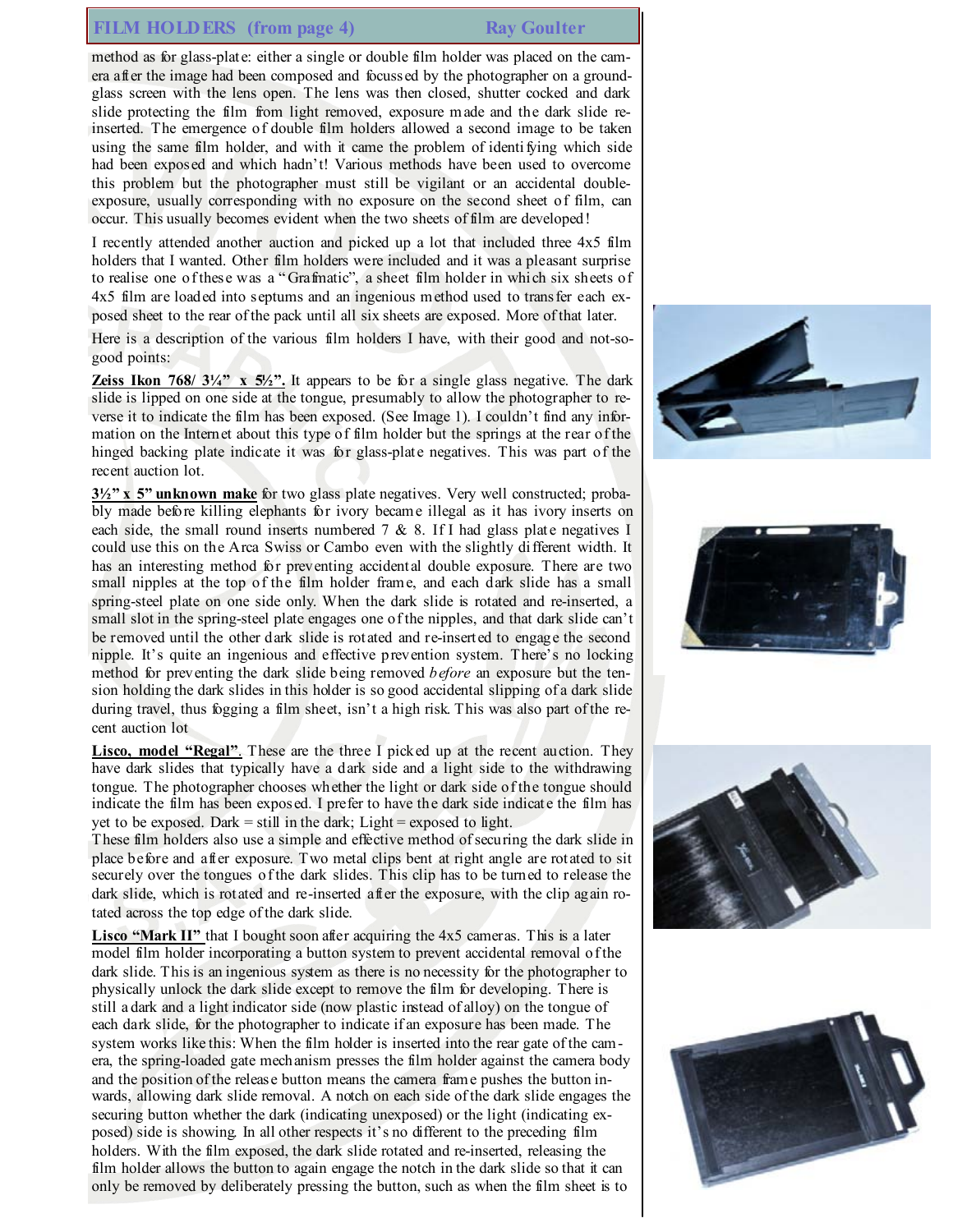## FILM HOLDERS (from page 4) Ray Goulter

method as for glass-plate: either a single or double film holder was placed on the camera after the image had been composed and focussed by the photographer on a ground-glass screen with the lens open. The lens was then closed, shutter cocked and dark slide protecting the film from light removed, exposure made and the dark slide re-inserted. The emergence of double film holders allowed a second image to be taken using the same film holder, and with it came the problem of identifying which side had been exposed and which hadn't! Various methods have been used to overcome this problem but the photographer must still be vigilant or an accidental double-exposure, usually corresponding with no exposure on the second sheet of film, can occur. This usually becomes evident when the two sheets of film are developed!

I recently attended another auction and picked up a lot that included three 4x5 film holders that I wanted. Other film holders were included and it was a pleasant surprise to realise one of these was a "Grafmatic", a sheet film holder in which six sheets of 4x5 film are loaded into septums and an ingenious method used to transfer each exposed sheet to the rear of the pack until all six sheets are exposed. More of that later.

Here is a description of the various film holders I have, with their good and not-so-good points:

**Zeiss Ikon 768/ 3¼" x 5½".** It appears to be for a single glass negative. The dark slide is lipped on one side at the tongue, presumably to allow the photographer to reverse it to indicate the film has been exposed. (See Image 1). I couldn't find any information on the Internet about this type of film holder but the springs at the rear of the hinged backing plate indicate it was for glass-plate negatives. This was part of the recent auction lot.

**3½" x 5" unknown make** for two glass plate negatives. Very well constructed; probably made before killing elephants for ivory became illegal as it has ivory inserts on each side, the small round inserts numbered 7 & 8. If I had glass plate negatives I could use this on the Arca Swiss or Cambo even with the slightly different width. It has an interesting method for preventing accidental double exposure. There are two small nipples at the top of the film holder frame, and each dark slide has a small spring-steel plate on one side only. When the dark slide is rotated and re-inserted, a small slot in the spring-steel plate engages one of the nipples, and that dark slide can't be removed until the other dark slide is rotated and re-inserted to engage the second nipple. It's quite an ingenious and effective prevention system. There's no locking method for preventing the dark slide being removed *before* an exposure but the tension holding the dark slides in this holder is so good accidental slipping of a dark slide during travel, thus fogging a film sheet, isn't a high risk. This was also part of the recent auction lot

**Lisco, model "Regal"**. These are the three I picked up at the recent auction. They have dark slides that typically have a dark side and a light side to the withdrawing tongue. The photographer chooses whether the light or dark side of the tongue should indicate the film has been exposed. I prefer to have the dark side indicate the film has yet to be exposed. Dark = still in the dark; Light = exposed to light.

These film holders also use a simple and effective method of securing the dark slide in place before and after exposure. Two metal clips bent at right angle are rotated to sit securely over the tongues of the dark slides. This clip has to be turned to release the dark slide, which is rotated and re-inserted after the exposure, with the clip again rotated across the top edge of the dark slide.

**Lisco "Mark II"** that I bought soon after acquiring the 4x5 cameras. This is a later model film holder incorporating a button system to prevent accidental removal of the dark slide. This is an ingenious system as there is no necessity for the photographer to physically unlock the dark slide except to remove the film for developing. There is still a dark and a light indicator side (now plastic instead of alloy) on the tongue of each dark slide, for the photographer to indicate if an exposure has been made. The system works like this: When the film holder is inserted into the rear gate of the camera, the spring-loaded gate mechanism presses the film holder against the camera body and the position of the release button means the camera frame pushes the button inwards, allowing dark slide removal. A notch on each side of the dark slide engages the securing button whether the dark (indicating unexposed) or the light (indicating exposed) side is showing. In all other respects it's no different to the preceding film holders. With the film exposed, the dark slide rotated and re-inserted, releasing the film holder allows the button to again engage the notch in the dark slide so that it can only be removed by deliberately pressing the button, such as when the film sheet is to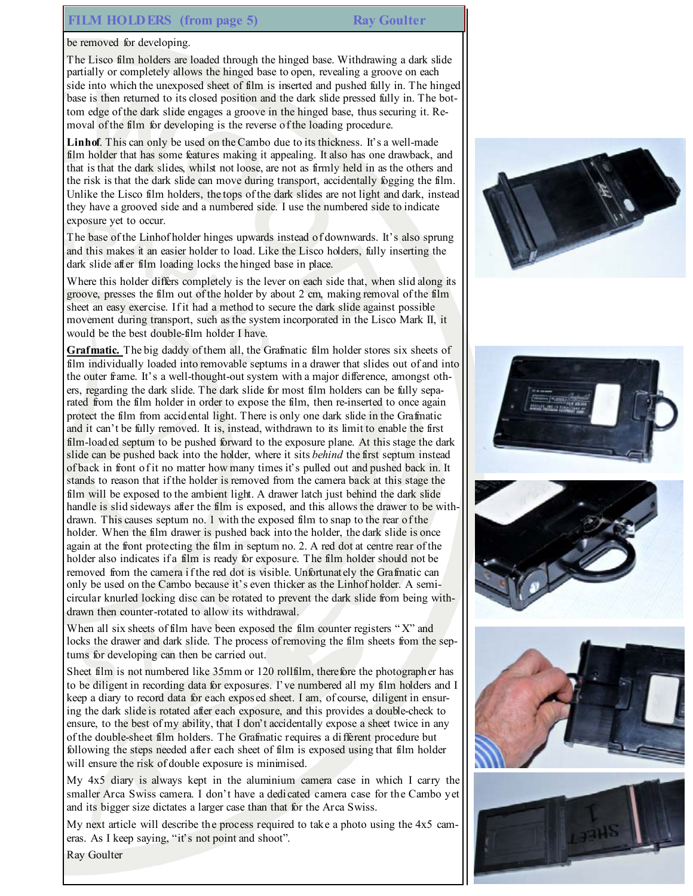## FILM HOLDERS (from page 5) Ray Goulter

be removed for developing.

The Lisco film holders are loaded through the hinged base. Withdrawing a dark slide partially or completely allows the hinged base to open, revealing a groove on each side into which the unexposed sheet of film is inserted and pushed fully in. The hinged base is then returned to its closed position and the dark slide pressed fully in. The bottom edge of the dark slide engages a groove in the hinged base, thus securing it. Removal of the film for developing is the reverse of the loading procedure.

**Linhof**. This can only be used on the Cambo due to its thickness. It's a well-made film holder that has some features making it appealing. It also has one drawback, and that is that the dark slides, whilst not loose, are not as firmly held in as the others and the risk is that the dark slide can move during transport, accidentally fogging the film. Unlike the Lisco film holders, the tops of the dark slides are not light and dark, instead they have a grooved side and a numbered side. I use the numbered side to indicate exposure yet to occur.

The base of the Linhof holder hinges upwards instead of downwards. It's also sprung and this makes it an easier holder to load. Like the Lisco holders, fully inserting the dark slide after film loading locks the hinged base in place.

Where this holder differs completely is the lever on each side that, when slid along its groove, presses the film out of the holder by about 2 cm, making removal of the film sheet an easy exercise. If it had a method to secure the dark slide against possible movement during transport, such as the system incorporated in the Lisco Mark II, it would be the best double-film holder I have.

**Grafmatic.** The big daddy of them all, the Grafmatic film holder stores six sheets of film individually loaded into removable septums in a drawer that slides out of and into the outer frame. It's a well-thought-out system with a major difference, amongst others, regarding the dark slide. The dark slide for most film holders can be fully separated from the film holder in order to expose the film, then re-inserted to once again protect the film from accidental light. There is only one dark slide in the Grafmatic and it can't be fully removed. It is, instead, withdrawn to its limit to enable the first film-loaded septum to be pushed forward to the exposure plane. At this stage the dark slide can be pushed back into the holder, where it sits *behind* the first septum instead of back in front of it no matter how many times it's pulled out and pushed back in. It stands to reason that if the holder is removed from the camera back at this stage the film will be exposed to the ambient light. A drawer latch just behind the dark slide handle is slid sideways after the film is exposed, and this allows the drawer to be withdrawn. This causes septum no. 1 with the exposed film to snap to the rear of the holder. When the film drawer is pushed back into the holder, the dark slide is once again at the front protecting the film in septum no. 2. A red dot at centre rear of the holder also indicates if a film is ready for exposure. The film holder should not be removed from the camera if the red dot is visible. Unfortunately the Grafmatic can only be used on the Cambo because it's even thicker as the Linhof holder. A semi-circular knurled locking disc can be rotated to prevent the dark slide from being withdrawn then counter-rotated to allow its withdrawal.

When all six sheets of film have been exposed the film counter registers "X" and locks the drawer and dark slide. The process of removing the film sheets from the septums for developing can then be carried out.

Sheet film is not numbered like 35mm or 120 rollfilm, therefore the photographer has to be diligent in recording data for exposures. I've numbered all my film holders and I keep a diary to record data for each exposed sheet. I am, of course, diligent in ensuring the dark slide is rotated after each exposure, and this provides a double-check to ensure, to the best of my ability, that I don't accidentally expose a sheet twice in any of the double-sheet film holders. The Grafmatic requires a different procedure but following the steps needed after each sheet of film is exposed using that film holder will ensure the risk of double exposure is minimised.

My 4x5 diary is always kept in the aluminium camera case in which I carry the smaller Arca Swiss camera. I don't have a dedicated camera case for the Cambo yet and its bigger size dictates a larger case than that for the Arca Swiss.

My next article will describe the process required to take a photo using the 4x5 cameras. As I keep saying, "it's not point and shoot".

Ray Goulter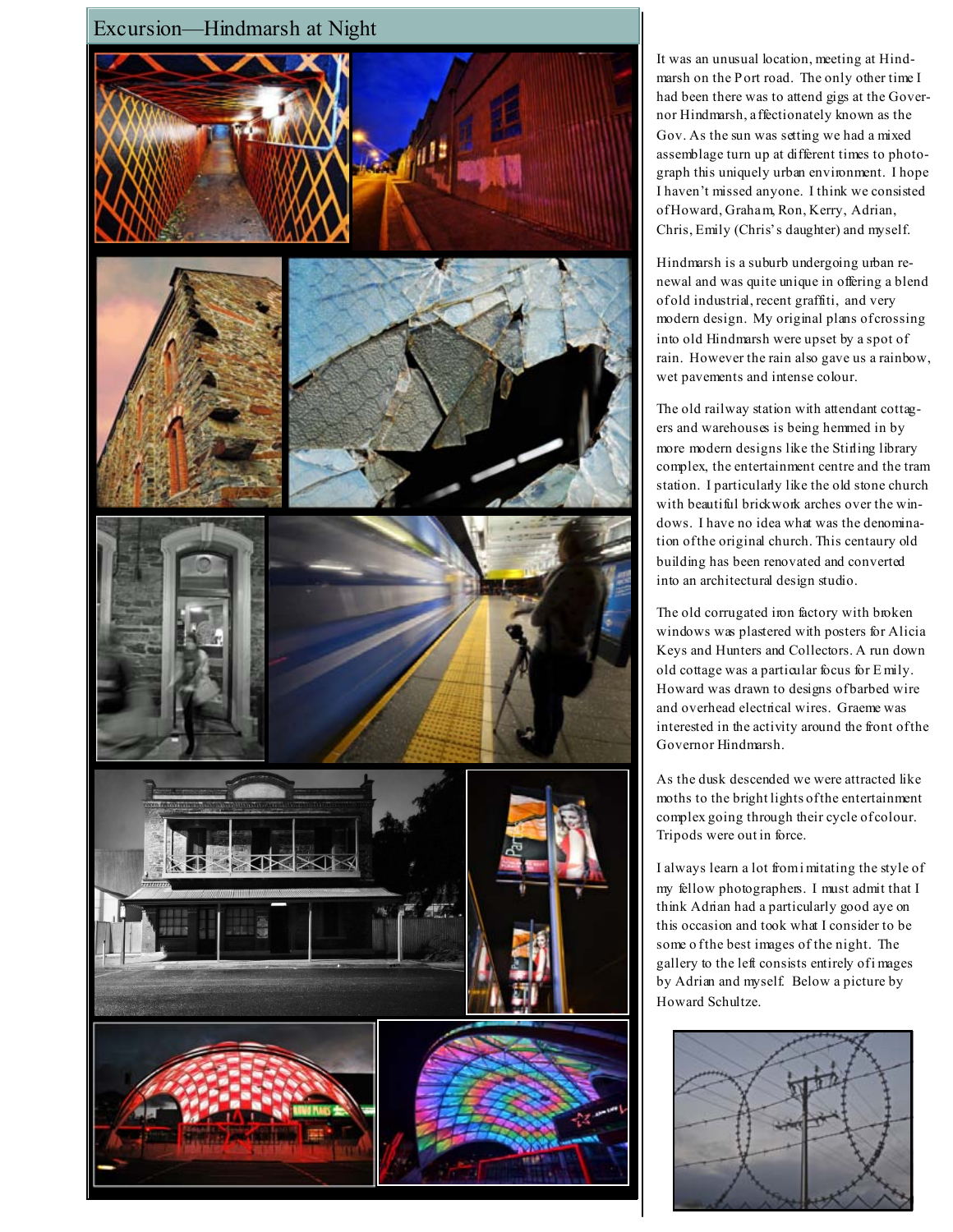# Excursion—Hindmarsh at Night

It was an unusual location, meeting at Hindmarsh on the Port road. The only other time I had been there was to attend gigs at the Governor Hindmarsh, affectionately known as the Gov. As the sun was setting we had a mixed assemblage turn up at different times to photograph this uniquely urban environment. I hope I haven't missed anyone. I think we consisted of Howard, Graham, Ron, Kerry, Adrian, Chris, Emily (Chris's daughter) and myself.

Hindmarsh is a suburb undergoing urban renewal and was quite unique in offering a blend of old industrial, recent graffiti, and very modern design. My original plans of crossing into old Hindmarsh were upset by a spot of rain. However the rain also gave us a rainbow, wet pavements and intense colour.

The old railway station with attendant cottagers and warehouses is being hemmed in by more modern designs like the Stirling library complex, the entertainment centre and the tram station. I particularly like the old stone church with beautiful brickwork arches over the windows. I have no idea what was the denomination of the original church. This centaury old building has been renovated and converted into an architectural design studio.

The old corrugated iron factory with broken windows was plastered with posters for Alicia Keys and Hunters and Collectors. A run down old cottage was a particular focus for Emily. Howard was drawn to designs of barbed wire and overhead electrical wires. Graeme was interested in the activity around the front of the Governor Hindmarsh.

As the dusk descended we were attracted like moths to the bright lights of the entertainment complex going through their cycle of colour. Tripods were out in force.

I always learn a lot from imitating the style of my fellow photographers. I must admit that I think Adrian had a particularly good aye on this occasion and took what I consider to be some of the best images of the night. The gallery to the left consists entirely of images by Adrian and myself. Below a picture by Howard Schultze.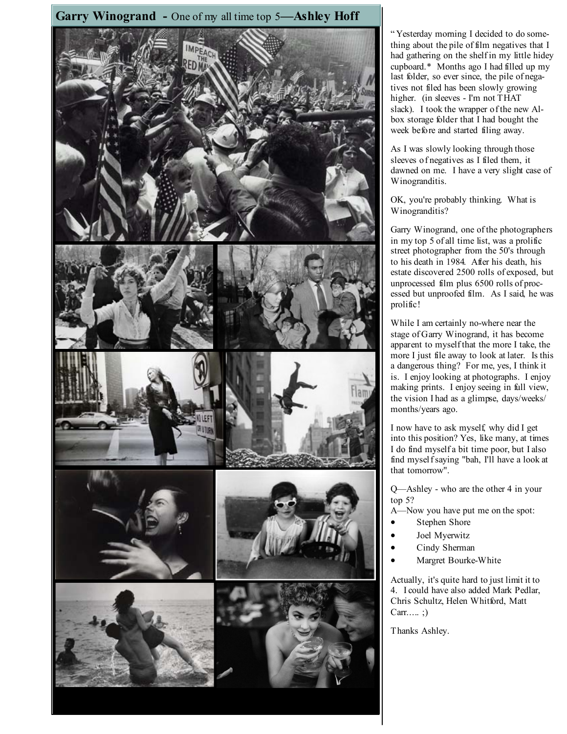## Garry Winogrand - One of my all time top 5—**Ashley Hoff**

"Yesterday morning I decided to do something about the pile of film negatives that I had gathering on the shelf in my little hidey cupboard.* Months ago I had filled up my last folder, so ever since, the pile of negatives not filed has been slowly growing higher. (in sleeves - I'm not THAT slack). I took the wrapper of the new Albox storage folder that I had bought the week before and started filing away.

As I was slowly looking through those sleeves of negatives as I filed them, it dawned on me. I have a very slight case of Winogranditis.

OK, you're probably thinking. What is Winogranditis?

Garry Winogrand, one of the photographers in my top 5 of all time list, was a prolific street photographer from the 50's through to his death in 1984. After his death, his estate discovered 2500 rolls of exposed, but unprocessed film plus 6500 rolls of processed but unproofed film. As I said, he was prolific!

While I am certainly no-where near the stage of Garry Winogrand, it has become apparent to myself that the more I take, the more I just file away to look at later. Is this a dangerous thing? For me, yes, I think it is. I enjoy looking at photographs. I enjoy making prints. I enjoy seeing in full view, the vision I had as a glimpse, days/weeks/months/years ago.

I now have to ask myself, why did I get into this position? Yes, like many, at times I do find myself a bit time poor, but I also find myself saying "bah, I'll have a look at that tomorrow".

Q—Ashley - who are the other 4 in your top 5?
A—Now you have put me on the spot:

- Stephen Shore
- Joel Myerwitz
- Cindy Sherman
- Margret Bourke-White

Actually, it's quite hard to just limit it to 4. I could have also added Mark Pedlar, Chris Schultz, Helen Whitford, Matt Carr….. ;)

Thanks Ashley.